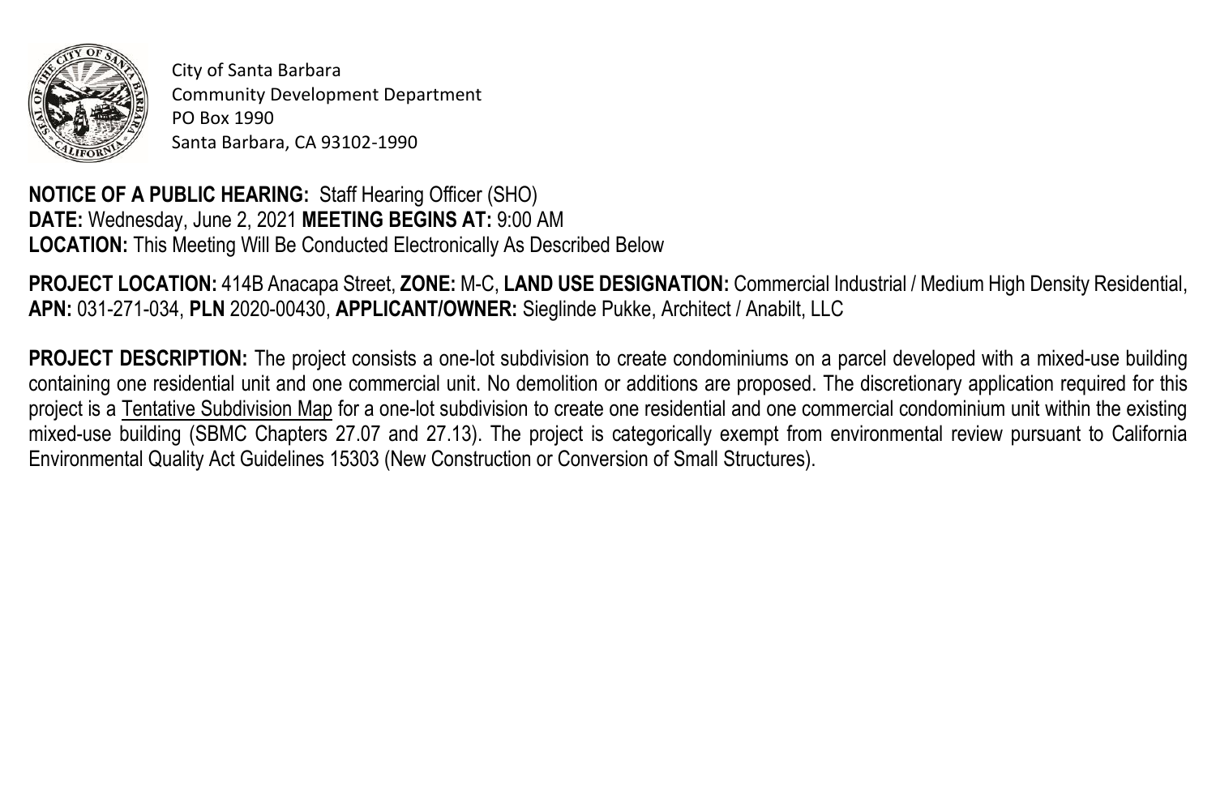City of Santa Barbara
Community Development Department
PO Box 1990
Santa Barbara, CA 93102-1990

**NOTICE OF A PUBLIC HEARING:** Staff Hearing Officer (SHO)
**DATE:** Wednesday, June 2, 2021 **MEETING BEGINS AT:** 9:00 AM
**LOCATION:** This Meeting Will Be Conducted Electronically As Described Below

**PROJECT LOCATION:** 414B Anacapa Street, **ZONE:** M-C, **LAND USE DESIGNATION:** Commercial Industrial / Medium High Density Residential, **APN:** 031-271-034, **PLN** 2020-00430, **APPLICANT/OWNER:** Sieglinde Pukke, Architect / Anabilt, LLC

**PROJECT DESCRIPTION:** The project consists a one-lot subdivision to create condominiums on a parcel developed with a mixed-use building containing one residential unit and one commercial unit. No demolition or additions are proposed. The discretionary application required for this project is a Tentative Subdivision Map for a one-lot subdivision to create one residential and one commercial condominium unit within the existing mixed-use building (SBMC Chapters 27.07 and 27.13). The project is categorically exempt from environmental review pursuant to California Environmental Quality Act Guidelines 15303 (New Construction or Conversion of Small Structures).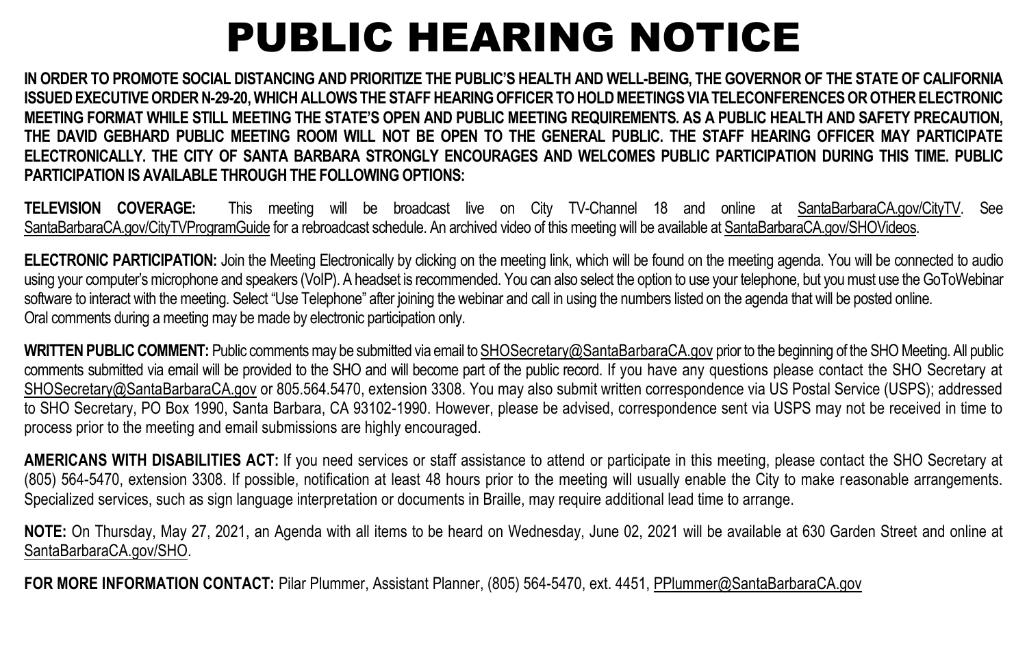# PUBLIC HEARING NOTICE

**IN ORDER TO PROMOTE SOCIAL DISTANCING AND PRIORITIZE THE PUBLIC'S HEALTH AND WELL-BEING, THE GOVERNOR OF THE STATE OF CALIFORNIA ISSUED EXECUTIVE ORDER N-29-20, WHICH ALLOWS THE STAFF HEARING OFFICER TO HOLD MEETINGS VIA TELECONFERENCES OR OTHER ELECTRONIC MEETING FORMAT WHILE STILL MEETING THE STATE'S OPEN AND PUBLIC MEETING REQUIREMENTS. AS A PUBLIC HEALTH AND SAFETY PRECAUTION, THE DAVID GEBHARD PUBLIC MEETING ROOM WILL NOT BE OPEN TO THE GENERAL PUBLIC. THE STAFF HEARING OFFICER MAY PARTICIPATE ELECTRONICALLY. THE CITY OF SANTA BARBARA STRONGLY ENCOURAGES AND WELCOMES PUBLIC PARTICIPATION DURING THIS TIME. PUBLIC PARTICIPATION IS AVAILABLE THROUGH THE FOLLOWING OPTIONS:**

**TELEVISION COVERAGE:** This meeting will be broadcast live on City TV-Channel 18 and online at SantaBarbaraCA.gov/CityTV. See SantaBarbaraCA.gov/CityTVProgramGuide for a rebroadcast schedule. An archived video of this meeting will be available at SantaBarbaraCA.gov/SHOVideos.

**ELECTRONIC PARTICIPATION:** Join the Meeting Electronically by clicking on the meeting link, which will be found on the meeting agenda. You will be connected to audio using your computer's microphone and speakers (VoIP). A headset is recommended. You can also select the option to use your telephone, but you must use the GoToWebinar software to interact with the meeting. Select "Use Telephone" after joining the webinar and call in using the numbers listed on the agenda that will be posted online.
Oral comments during a meeting may be made by electronic participation only.

**WRITTEN PUBLIC COMMENT:** Public comments may be submitted via email to SHOSecretary@SantaBarbaraCA.gov prior to the beginning of the SHO Meeting. All public comments submitted via email will be provided to the SHO and will become part of the public record. If you have any questions please contact the SHO Secretary at SHOSecretary@SantaBarbaraCA.gov or 805.564.5470, extension 3308. You may also submit written correspondence via US Postal Service (USPS); addressed to SHO Secretary, PO Box 1990, Santa Barbara, CA 93102-1990. However, please be advised, correspondence sent via USPS may not be received in time to process prior to the meeting and email submissions are highly encouraged.

**AMERICANS WITH DISABILITIES ACT:** If you need services or staff assistance to attend or participate in this meeting, please contact the SHO Secretary at (805) 564-5470, extension 3308. If possible, notification at least 48 hours prior to the meeting will usually enable the City to make reasonable arrangements. Specialized services, such as sign language interpretation or documents in Braille, may require additional lead time to arrange.

**NOTE:** On Thursday, May 27, 2021, an Agenda with all items to be heard on Wednesday, June 02, 2021 will be available at 630 Garden Street and online at SantaBarbaraCA.gov/SHO.

**FOR MORE INFORMATION CONTACT:** Pilar Plummer, Assistant Planner, (805) 564-5470, ext. 4451, PPlummer@SantaBarbaraCA.gov